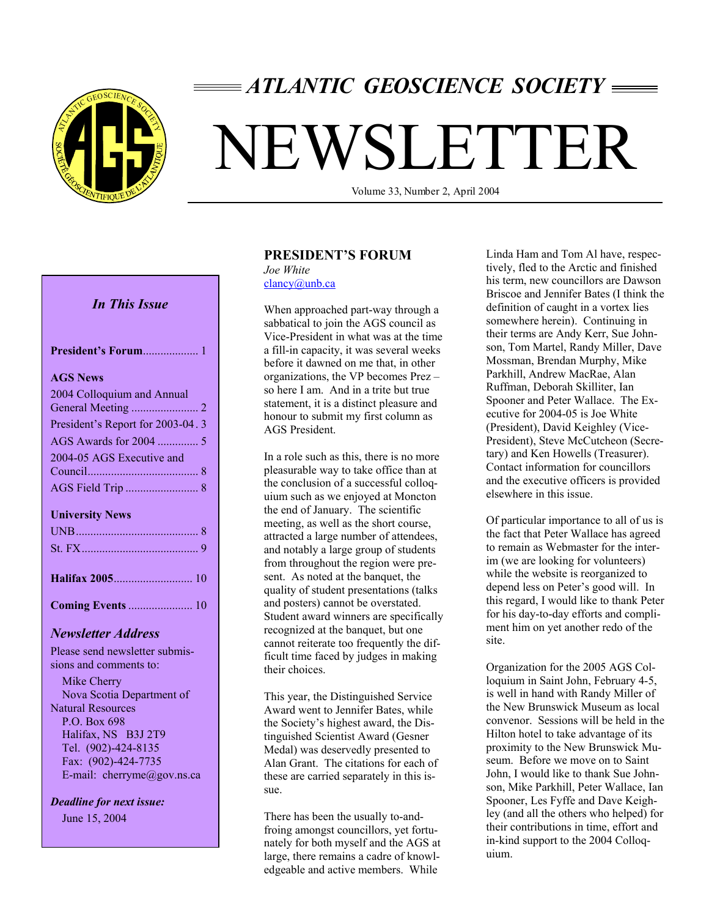# ATLANTIC GEOSCIENCE SOCIETY

# NEWSLETTER

Volume 33, Number 2, April 2004

## *In This Issue*

**President's Forum**................... 1

**AGS News**

2004 Colloquium and Annual General Meeting ....................... 2

President's Report for 2003-04 . 3

AGS Awards for 2004 ............. 5

2004-05 AGS Executive and Council...................................... 8

AGS Field Trip ......................... 8

**University News**

UNB.......................................... 8

St. FX........................................ 9

**Halifax 2005**........................... 10

**Coming Events** ...................... 10

### *Newsletter Address*

Please send newsletter submissions and comments to:

Mike Cherry
Nova Scotia Department of Natural Resources
P.O. Box 698
Halifax, NS B3J 2T9
Tel. (902)-424-8135
Fax: (902)-424-7735
E-mail: cherryme@gov.ns.ca

***Deadline for next issue:***

June 15, 2004

## PRESIDENT'S FORUM

*Joe White*
clancy@unb.ca

When approached part-way through a sabbatical to join the AGS council as Vice-President in what was at the time a fill-in capacity, it was several weeks before it dawned on me that, in other organizations, the VP becomes Prez – so here I am. And in a trite but true statement, it is a distinct pleasure and honour to submit my first column as AGS President.

In a role such as this, there is no more pleasurable way to take office than at the conclusion of a successful colloquium such as we enjoyed at Moncton the end of January. The scientific meeting, as well as the short course, attracted a large number of attendees, and notably a large group of students from throughout the region were present. As noted at the banquet, the quality of student presentations (talks and posters) cannot be overstated. Student award winners are specifically recognized at the banquet, but one cannot reiterate too frequently the difficult time faced by judges in making their choices.

This year, the Distinguished Service Award went to Jennifer Bates, while the Society's highest award, the Distinguished Scientist Award (Gesner Medal) was deservedly presented to Alan Grant. The citations for each of these are carried separately in this issue.

There has been the usually to-and-froing amongst councillors, yet fortunately for both myself and the AGS at large, there remains a cadre of knowledgeable and active members. While Linda Ham and Tom Al have, respectively, fled to the Arctic and finished his term, new councillors are Dawson Briscoe and Jennifer Bates (I think the definition of caught in a vortex lies somewhere herein). Continuing in their terms are Andy Kerr, Sue Johnson, Tom Martel, Randy Miller, Dave Mossman, Brendan Murphy, Mike Parkhill, Andrew MacRae, Alan Ruffman, Deborah Skilliter, Ian Spooner and Peter Wallace. The Executive for 2004-05 is Joe White (President), David Keighley (Vice-President), Steve McCutcheon (Secretary) and Ken Howells (Treasurer). Contact information for councillors and the executive officers is provided elsewhere in this issue.

Of particular importance to all of us is the fact that Peter Wallace has agreed to remain as Webmaster for the interim (we are looking for volunteers) while the website is reorganized to depend less on Peter's good will. In this regard, I would like to thank Peter for his day-to-day efforts and compliment him on yet another redo of the site.

Organization for the 2005 AGS Colloquium in Saint John, February 4-5, is well in hand with Randy Miller of the New Brunswick Museum as local convenor. Sessions will be held in the Hilton hotel to take advantage of its proximity to the New Brunswick Museum. Before we move on to Saint John, I would like to thank Sue Johnson, Mike Parkhill, Peter Wallace, Ian Spooner, Les Fyffe and Dave Keighley (and all the others who helped) for their contributions in time, effort and in-kind support to the 2004 Colloquium.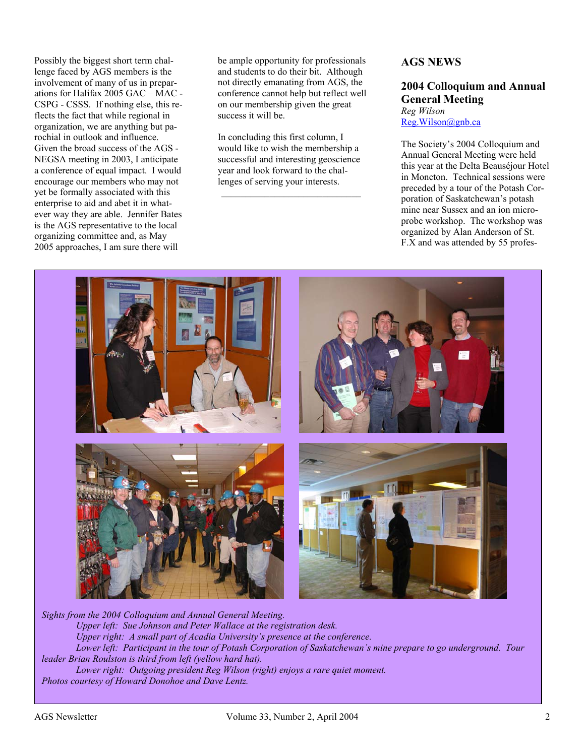Possibly the biggest short term challenge faced by AGS members is the involvement of many of us in preparations for Halifax 2005 GAC – MAC - CSPG - CSSS. If nothing else, this reflects the fact that while regional in organization, we are anything but parochial in outlook and influence. Given the broad success of the AGS - NEGSA meeting in 2003, I anticipate a conference of equal impact. I would encourage our members who may not yet be formally associated with this enterprise to aid and abet it in whatever way they are able. Jennifer Bates is the AGS representative to the local organizing committee and, as May 2005 approaches, I am sure there will be ample opportunity for professionals and students to do their bit. Although not directly emanating from AGS, the conference cannot help but reflect well on our membership given the great success it will be.

In concluding this first column, I would like to wish the membership a successful and interesting geoscience year and look forward to the challenges of serving your interests.

---

## AGS NEWS

### 2004 Colloquium and Annual General Meeting

*Reg Wilson*
Reg.Wilson@gnb.ca

The Society's 2004 Colloquium and Annual General Meeting were held this year at the Delta Beauséjour Hotel in Moncton. Technical sessions were preceded by a tour of the Potash Corporation of Saskatchewan's potash mine near Sussex and an ion microprobe workshop. The workshop was organized by Alan Anderson of St. F.X and was attended by 55 profes-

*Sights from the 2004 Colloquium and Annual General Meeting.*
*Upper left: Sue Johnson and Peter Wallace at the registration desk.*
*Upper right: A small part of Acadia University's presence at the conference.*
*Lower left: Participant in the tour of Potash Corporation of Saskatchewan's mine prepare to go underground. Tour leader Brian Roulston is third from left (yellow hard hat).*
*Lower right: Outgoing president Reg Wilson (right) enjoys a rare quiet moment.*
*Photos courtesy of Howard Donohoe and Dave Lentz.*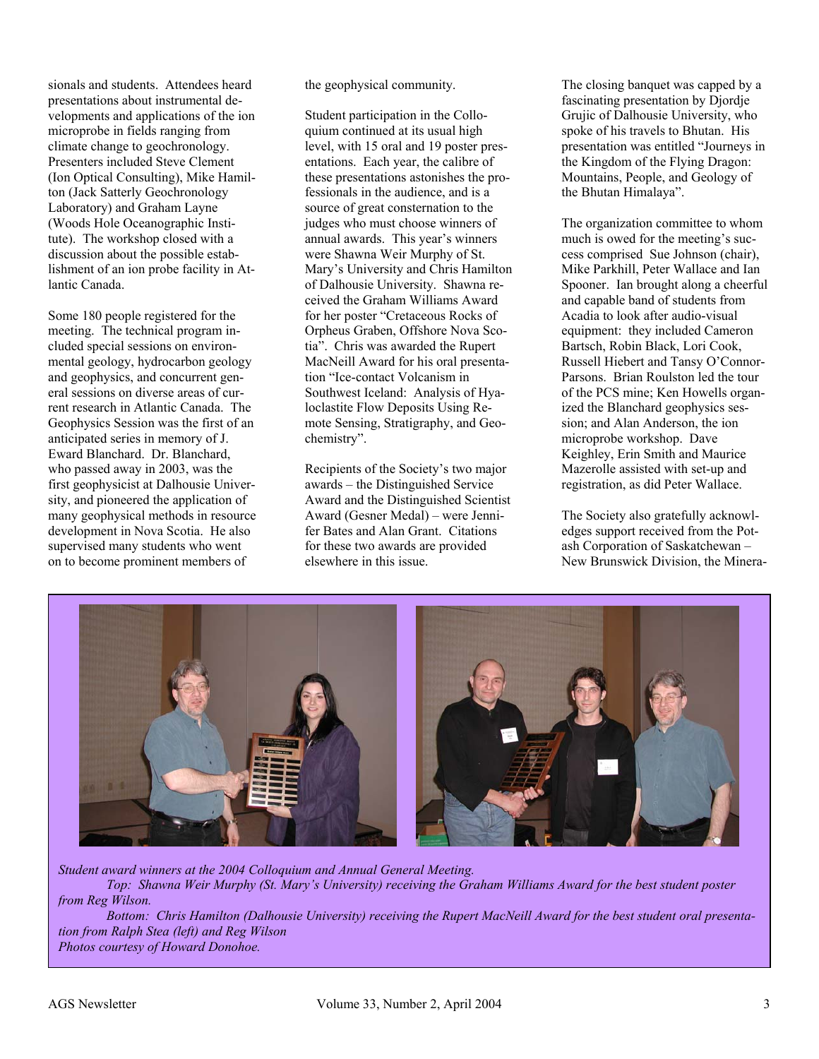sionals and students. Attendees heard presentations about instrumental developments and applications of the ion microprobe in fields ranging from climate change to geochronology. Presenters included Steve Clement (Ion Optical Consulting), Mike Hamilton (Jack Satterly Geochronology Laboratory) and Graham Layne (Woods Hole Oceanographic Institute). The workshop closed with a discussion about the possible establishment of an ion probe facility in Atlantic Canada.

Some 180 people registered for the meeting. The technical program included special sessions on environmental geology, hydrocarbon geology and geophysics, and concurrent general sessions on diverse areas of current research in Atlantic Canada. The Geophysics Session was the first of an anticipated series in memory of J. Eward Blanchard. Dr. Blanchard, who passed away in 2003, was the first geophysicist at Dalhousie University, and pioneered the application of many geophysical methods in resource development in Nova Scotia. He also supervised many students who went on to become prominent members of the geophysical community.

Student participation in the Colloquium continued at its usual high level, with 15 oral and 19 poster presentations. Each year, the calibre of these presentations astonishes the professionals in the audience, and is a source of great consternation to the judges who must choose winners of annual awards. This year's winners were Shawna Weir Murphy of St. Mary's University and Chris Hamilton of Dalhousie University. Shawna received the Graham Williams Award for her poster "Cretaceous Rocks of Orpheus Graben, Offshore Nova Scotia". Chris was awarded the Rupert MacNeill Award for his oral presentation "Ice-contact Volcanism in Southwest Iceland: Analysis of Hyaloclastite Flow Deposits Using Remote Sensing, Stratigraphy, and Geochemistry".

Recipients of the Society's two major awards – the Distinguished Service Award and the Distinguished Scientist Award (Gesner Medal) – were Jennifer Bates and Alan Grant. Citations for these two awards are provided elsewhere in this issue.

The closing banquet was capped by a fascinating presentation by Djordje Grujic of Dalhousie University, who spoke of his travels to Bhutan. His presentation was entitled "Journeys in the Kingdom of the Flying Dragon: Mountains, People, and Geology of the Bhutan Himalaya".

The organization committee to whom much is owed for the meeting's success comprised Sue Johnson (chair), Mike Parkhill, Peter Wallace and Ian Spooner. Ian brought along a cheerful and capable band of students from Acadia to look after audio-visual equipment: they included Cameron Bartsch, Robin Black, Lori Cook, Russell Hiebert and Tansy O'Connor-Parsons. Brian Roulston led the tour of the PCS mine; Ken Howells organized the Blanchard geophysics session; and Alan Anderson, the ion microprobe workshop. Dave Keighley, Erin Smith and Maurice Mazerolle assisted with set-up and registration, as did Peter Wallace.

The Society also gratefully acknowledges support received from the Potash Corporation of Saskatchewan – New Brunswick Division, the Minera-

*Student award winners at the 2004 Colloquium and Annual General Meeting.*

*Top: Shawna Weir Murphy (St. Mary's University) receiving the Graham Williams Award for the best student poster from Reg Wilson.*

*Bottom: Chris Hamilton (Dalhousie University) receiving the Rupert MacNeill Award for the best student oral presentation from Ralph Stea (left) and Reg Wilson*

*Photos courtesy of Howard Donohoe.*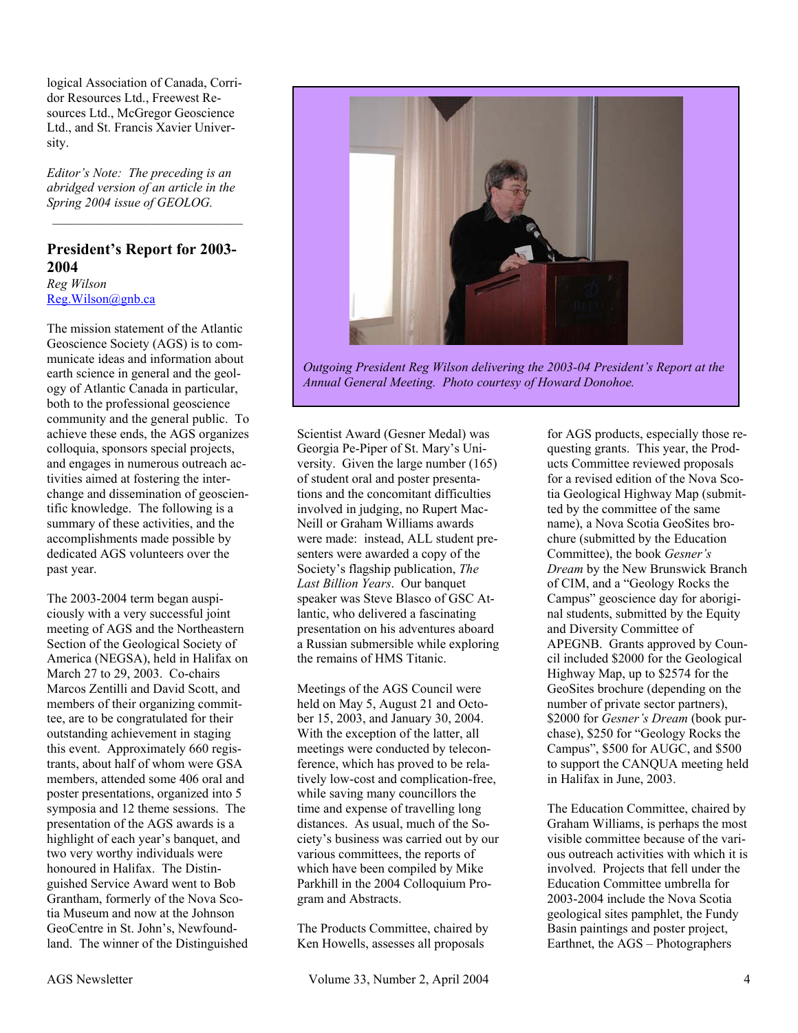logical Association of Canada, Corridor Resources Ltd., Freewest Resources Ltd., McGregor Geoscience Ltd., and St. Francis Xavier University.

*Editor's Note: The preceding is an abridged version of an article in the Spring 2004 issue of GEOLOG.*

---

## President's Report for 2003-2004

*Reg Wilson*
Reg.Wilson@gnb.ca

*Outgoing President Reg Wilson delivering the 2003-04 President's Report at the Annual General Meeting. Photo courtesy of Howard Donohoe.*

The mission statement of the Atlantic Geoscience Society (AGS) is to communicate ideas and information about earth science in general and the geology of Atlantic Canada in particular, both to the professional geoscience community and the general public. To achieve these ends, the AGS organizes colloquia, sponsors special projects, and engages in numerous outreach activities aimed at fostering the interchange and dissemination of geoscientific knowledge. The following is a summary of these activities, and the accomplishments made possible by dedicated AGS volunteers over the past year.

The 2003-2004 term began auspiciously with a very successful joint meeting of AGS and the Northeastern Section of the Geological Society of America (NEGSA), held in Halifax on March 27 to 29, 2003. Co-chairs Marcos Zentilli and David Scott, and members of their organizing committee, are to be congratulated for their outstanding achievement in staging this event. Approximately 660 registrants, about half of whom were GSA members, attended some 406 oral and poster presentations, organized into 5 symposia and 12 theme sessions. The presentation of the AGS awards is a highlight of each year's banquet, and two very worthy individuals were honoured in Halifax. The Distinguished Service Award went to Bob Grantham, formerly of the Nova Scotia Museum and now at the Johnson GeoCentre in St. John's, Newfoundland. The winner of the Distinguished Scientist Award (Gesner Medal) was Georgia Pe-Piper of St. Mary's University. Given the large number (165) of student oral and poster presentations and the concomitant difficulties involved in judging, no Rupert MacNeill or Graham Williams awards were made: instead, ALL student presenters were awarded a copy of the Society's flagship publication, *The Last Billion Years*. Our banquet speaker was Steve Blasco of GSC Atlantic, who delivered a fascinating presentation on his adventures aboard a Russian submersible while exploring the remains of HMS Titanic.

Meetings of the AGS Council were held on May 5, August 21 and October 15, 2003, and January 30, 2004. With the exception of the latter, all meetings were conducted by teleconference, which has proved to be relatively low-cost and complication-free, while saving many councillors the time and expense of travelling long distances. As usual, much of the Society's business was carried out by our various committees, the reports of which have been compiled by Mike Parkhill in the 2004 Colloquium Program and Abstracts.

The Products Committee, chaired by Ken Howells, assesses all proposals for AGS products, especially those requesting grants. This year, the Products Committee reviewed proposals for a revised edition of the Nova Scotia Geological Highway Map (submitted by the committee of the same name), a Nova Scotia GeoSites brochure (submitted by the Education Committee), the book *Gesner's Dream* by the New Brunswick Branch of CIM, and a "Geology Rocks the Campus" geoscience day for aboriginal students, submitted by the Equity and Diversity Committee of APEGNB. Grants approved by Council included $2000 for the Geological Highway Map, up to $2574 for the GeoSites brochure (depending on the number of private sector partners), $2000 for *Gesner's Dream* (book purchase), $250 for "Geology Rocks the Campus", $500 for AUGC, and $500 to support the CANQUA meeting held in Halifax in June, 2003.

The Education Committee, chaired by Graham Williams, is perhaps the most visible committee because of the various outreach activities with which it is involved. Projects that fell under the Education Committee umbrella for 2003-2004 include the Nova Scotia geological sites pamphlet, the Fundy Basin paintings and poster project, Earthnet, the AGS – Photographers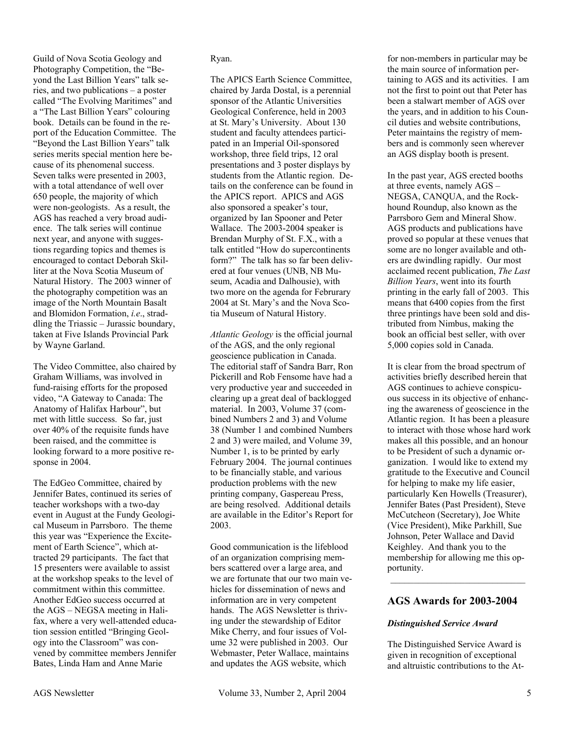Guild of Nova Scotia Geology and Photography Competition, the "Beyond the Last Billion Years" talk series, and two publications – a poster called "The Evolving Maritimes" and a "The Last Billion Years" colouring book. Details can be found in the report of the Education Committee. The "Beyond the Last Billion Years" talk series merits special mention here because of its phenomenal success. Seven talks were presented in 2003, with a total attendance of well over 650 people, the majority of which were non-geologists. As a result, the AGS has reached a very broad audience. The talk series will continue next year, and anyone with suggestions regarding topics and themes is encouraged to contact Deborah Skilliter at the Nova Scotia Museum of Natural History. The 2003 winner of the photography competition was an image of the North Mountain Basalt and Blomidon Formation, *i.e*., straddling the Triassic – Jurassic boundary, taken at Five Islands Provincial Park by Wayne Garland.

The Video Committee, also chaired by Graham Williams, was involved in fund-raising efforts for the proposed video, "A Gateway to Canada: The Anatomy of Halifax Harbour", but met with little success. So far, just over 40% of the requisite funds have been raised, and the committee is looking forward to a more positive response in 2004.

The EdGeo Committee, chaired by Jennifer Bates, continued its series of teacher workshops with a two-day event in August at the Fundy Geological Museum in Parrsboro. The theme this year was "Experience the Excitement of Earth Science", which attracted 29 participants. The fact that 15 presenters were available to assist at the workshop speaks to the level of commitment within this committee. Another EdGeo success occurred at the AGS – NEGSA meeting in Halifax, where a very well-attended education session entitled "Bringing Geology into the Classroom" was convened by committee members Jennifer Bates, Linda Ham and Anne Marie Ryan.

The APICS Earth Science Committee, chaired by Jarda Dostal, is a perennial sponsor of the Atlantic Universities Geological Conference, held in 2003 at St. Mary's University. About 130 student and faculty attendees participated in an Imperial Oil-sponsored workshop, three field trips, 12 oral presentations and 3 poster displays by students from the Atlantic region. Details on the conference can be found in the APICS report. APICS and AGS also sponsored a speaker's tour, organized by Ian Spooner and Peter Wallace. The 2003-2004 speaker is Brendan Murphy of St. F.X., with a talk entitled "How do supercontinents form?" The talk has so far been delivered at four venues (UNB, NB Museum, Acadia and Dalhousie), with two more on the agenda for Februrary 2004 at St. Mary's and the Nova Scotia Museum of Natural History.

*Atlantic Geology* is the official journal of the AGS, and the only regional geoscience publication in Canada. The editorial staff of Sandra Barr, Ron Pickerill and Rob Fensome have had a very productive year and succeeded in clearing up a great deal of backlogged material. In 2003, Volume 37 (combined Numbers 2 and 3) and Volume 38 (Number 1 and combined Numbers 2 and 3) were mailed, and Volume 39, Number 1, is to be printed by early February 2004. The journal continues to be financially stable, and various production problems with the new printing company, Gaspereau Press, are being resolved. Additional details are available in the Editor's Report for 2003.

Good communication is the lifeblood of an organization comprising members scattered over a large area, and we are fortunate that our two main vehicles for dissemination of news and information are in very competent hands. The AGS Newsletter is thriving under the stewardship of Editor Mike Cherry, and four issues of Volume 32 were published in 2003. Our Webmaster, Peter Wallace, maintains and updates the AGS website, which for non-members in particular may be the main source of information pertaining to AGS and its activities. I am not the first to point out that Peter has been a stalwart member of AGS over the years, and in addition to his Council duties and website contributions, Peter maintains the registry of members and is commonly seen wherever an AGS display booth is present.

In the past year, AGS erected booths at three events, namely AGS – NEGSA, CANQUA, and the Rockhound Roundup, also known as the Parrsboro Gem and Mineral Show. AGS products and publications have proved so popular at these venues that some are no longer available and others are dwindling rapidly. Our most acclaimed recent publication, *The Last Billion Years*, went into its fourth printing in the early fall of 2003. This means that 6400 copies from the first three printings have been sold and distributed from Nimbus, making the book an official best seller, with over 5,000 copies sold in Canada.

It is clear from the broad spectrum of activities briefly described herein that AGS continues to achieve conspicuous success in its objective of enhancing the awareness of geoscience in the Atlantic region. It has been a pleasure to interact with those whose hard work makes all this possible, and an honour to be President of such a dynamic organization. I would like to extend my gratitude to the Executive and Council for helping to make my life easier, particularly Ken Howells (Treasurer), Jennifer Bates (Past President), Steve McCutcheon (Secretary), Joe White (Vice President), Mike Parkhill, Sue Johnson, Peter Wallace and David Keighley. And thank you to the membership for allowing me this opportunity.

---

## AGS Awards for 2003-2004

### *Distinguished Service Award*

The Distinguished Service Award is given in recognition of exceptional and altruistic contributions to the At-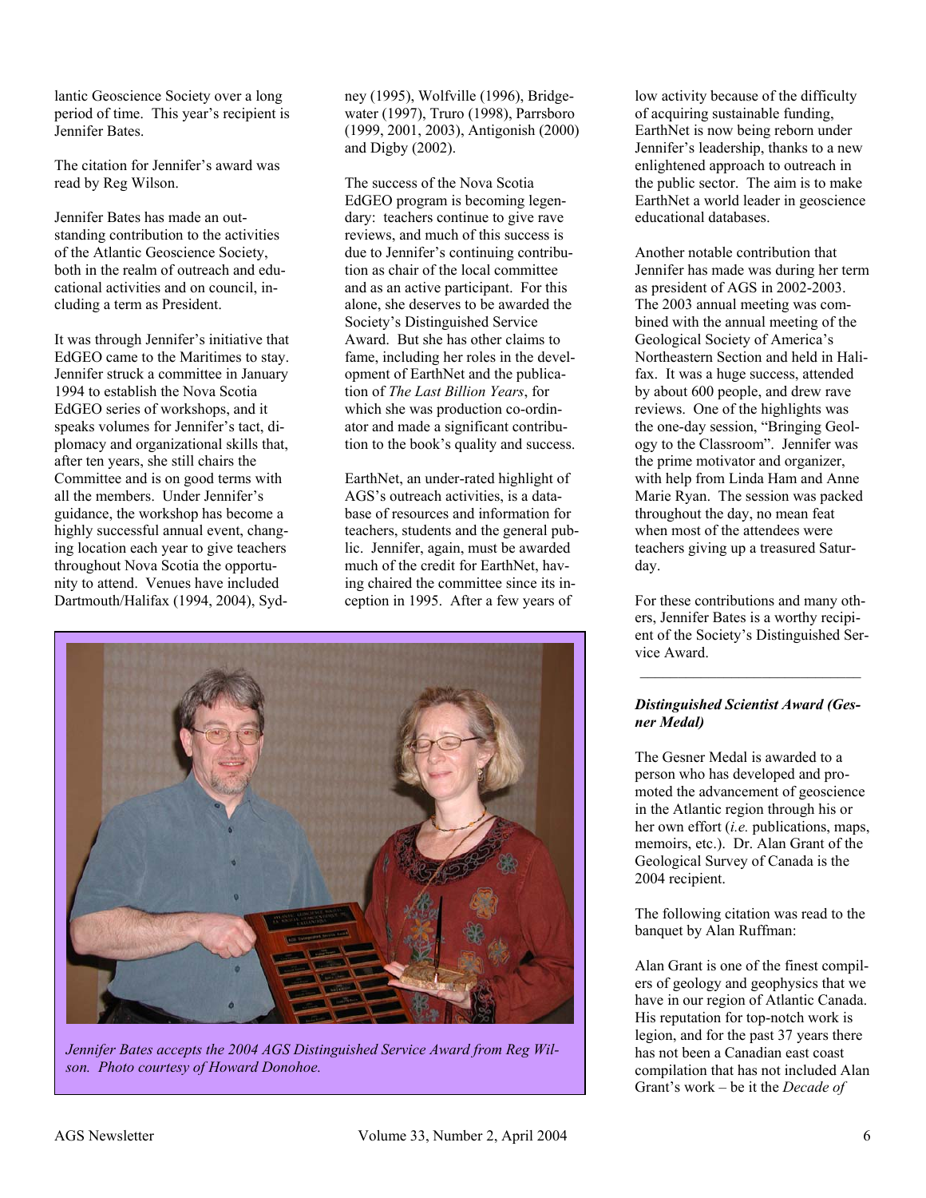lantic Geoscience Society over a long period of time. This year's recipient is Jennifer Bates.

The citation for Jennifer's award was read by Reg Wilson.

Jennifer Bates has made an outstanding contribution to the activities of the Atlantic Geoscience Society, both in the realm of outreach and educational activities and on council, including a term as President.

It was through Jennifer's initiative that EdGEO came to the Maritimes to stay. Jennifer struck a committee in January 1994 to establish the Nova Scotia EdGEO series of workshops, and it speaks volumes for Jennifer's tact, diplomacy and organizational skills that, after ten years, she still chairs the Committee and is on good terms with all the members. Under Jennifer's guidance, the workshop has become a highly successful annual event, changing location each year to give teachers throughout Nova Scotia the opportunity to attend. Venues have included Dartmouth/Halifax (1994, 2004), Sydney (1995), Wolfville (1996), Bridgewater (1997), Truro (1998), Parrsboro (1999, 2001, 2003), Antigonish (2000) and Digby (2002).

The success of the Nova Scotia EdGEO program is becoming legendary: teachers continue to give rave reviews, and much of this success is due to Jennifer's continuing contribution as chair of the local committee and as an active participant. For this alone, she deserves to be awarded the Society's Distinguished Service Award. But she has other claims to fame, including her roles in the development of EarthNet and the publication of *The Last Billion Years*, for which she was production co-ordinator and made a significant contribution to the book's quality and success.

EarthNet, an under-rated highlight of AGS's outreach activities, is a database of resources and information for teachers, students and the general public. Jennifer, again, must be awarded much of the credit for EarthNet, having chaired the committee since its inception in 1995. After a few years of low activity because of the difficulty of acquiring sustainable funding, EarthNet is now being reborn under Jennifer's leadership, thanks to a new enlightened approach to outreach in the public sector. The aim is to make EarthNet a world leader in geoscience educational databases.

Another notable contribution that Jennifer has made was during her term as president of AGS in 2002-2003. The 2003 annual meeting was combined with the annual meeting of the Geological Society of America's Northeastern Section and held in Halifax. It was a huge success, attended by about 600 people, and drew rave reviews. One of the highlights was the one-day session, "Bringing Geology to the Classroom". Jennifer was the prime motivator and organizer, with help from Linda Ham and Anne Marie Ryan. The session was packed throughout the day, no mean feat when most of the attendees were teachers giving up a treasured Saturday.

For these contributions and many others, Jennifer Bates is a worthy recipient of the Society's Distinguished Service Award.

*Jennifer Bates accepts the 2004 AGS Distinguished Service Award from Reg Wilson. Photo courtesy of Howard Donohoe.*

---

***Distinguished Scientist Award (Gesner Medal)***

The Gesner Medal is awarded to a person who has developed and promoted the advancement of geoscience in the Atlantic region through his or her own effort (*i.e.* publications, maps, memoirs, etc.). Dr. Alan Grant of the Geological Survey of Canada is the 2004 recipient.

The following citation was read to the banquet by Alan Ruffman:

Alan Grant is one of the finest compilers of geology and geophysics that we have in our region of Atlantic Canada. His reputation for top-notch work is legion, and for the past 37 years there has not been a Canadian east coast compilation that has not included Alan Grant's work – be it the *Decade of*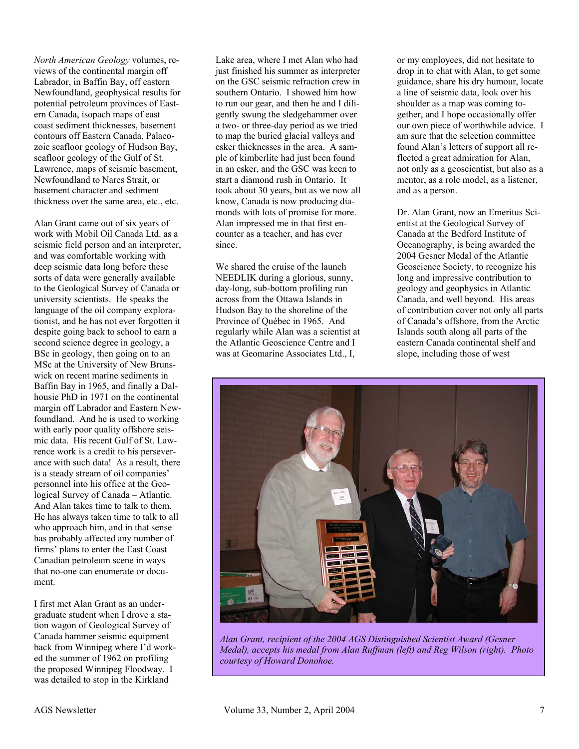*North American Geology* volumes, reviews of the continental margin off Labrador, in Baffin Bay, off eastern Newfoundland, geophysical results for potential petroleum provinces of Eastern Canada, isopach maps of east coast sediment thicknesses, basement contours off Eastern Canada, Palaeozoic seafloor geology of Hudson Bay, seafloor geology of the Gulf of St. Lawrence, maps of seismic basement, Newfoundland to Nares Strait, or basement character and sediment thickness over the same area, etc., etc.

Alan Grant came out of six years of work with Mobil Oil Canada Ltd. as a seismic field person and an interpreter, and was comfortable working with deep seismic data long before these sorts of data were generally available to the Geological Survey of Canada or university scientists. He speaks the language of the oil company explorationist, and he has not ever forgotten it despite going back to school to earn a second science degree in geology, a BSc in geology, then going on to an MSc at the University of New Brunswick on recent marine sediments in Baffin Bay in 1965, and finally a Dalhousie PhD in 1971 on the continental margin off Labrador and Eastern Newfoundland. And he is used to working with early poor quality offshore seismic data. His recent Gulf of St. Lawrence work is a credit to his perseverance with such data! As a result, there is a steady stream of oil companies' personnel into his office at the Geological Survey of Canada – Atlantic. And Alan takes time to talk to them. He has always taken time to talk to all who approach him, and in that sense has probably affected any number of firms' plans to enter the East Coast Canadian petroleum scene in ways that no-one can enumerate or document.

I first met Alan Grant as an undergraduate student when I drove a station wagon of Geological Survey of Canada hammer seismic equipment back from Winnipeg where I'd worked the summer of 1962 on profiling the proposed Winnipeg Floodway. I was detailed to stop in the Kirkland Lake area, where I met Alan who had just finished his summer as interpreter on the GSC seismic refraction crew in southern Ontario. I showed him how to run our gear, and then he and I diligently swung the sledgehammer over a two- or three-day period as we tried to map the buried glacial valleys and esker thicknesses in the area. A sample of kimberlite had just been found in an esker, and the GSC was keen to start a diamond rush in Ontario. It took about 30 years, but as we now all know, Canada is now producing diamonds with lots of promise for more. Alan impressed me in that first encounter as a teacher, and has ever since.

We shared the cruise of the launch NEEDLIK during a glorious, sunny, day-long, sub-bottom profiling run across from the Ottawa Islands in Hudson Bay to the shoreline of the Province of Québec in 1965. And regularly while Alan was a scientist at the Atlantic Geoscience Centre and I was at Geomarine Associates Ltd., I, or my employees, did not hesitate to drop in to chat with Alan, to get some guidance, share his dry humour, locate a line of seismic data, look over his shoulder as a map was coming together, and I hope occasionally offer our own piece of worthwhile advice. I am sure that the selection committee found Alan's letters of support all reflected a great admiration for Alan, not only as a geoscientist, but also as a mentor, as a role model, as a listener, and as a person.

Dr. Alan Grant, now an Emeritus Scientist at the Geological Survey of Canada at the Bedford Institute of Oceanography, is being awarded the 2004 Gesner Medal of the Atlantic Geoscience Society, to recognize his long and impressive contribution to geology and geophysics in Atlantic Canada, and well beyond. His areas of contribution cover not only all parts of Canada's offshore, from the Arctic Islands south along all parts of the eastern Canada continental shelf and slope, including those of west

*Alan Grant, recipient of the 2004 AGS Distinguished Scientist Award (Gesner Medal), accepts his medal from Alan Ruffman (left) and Reg Wilson (right). Photo courtesy of Howard Donohoe.*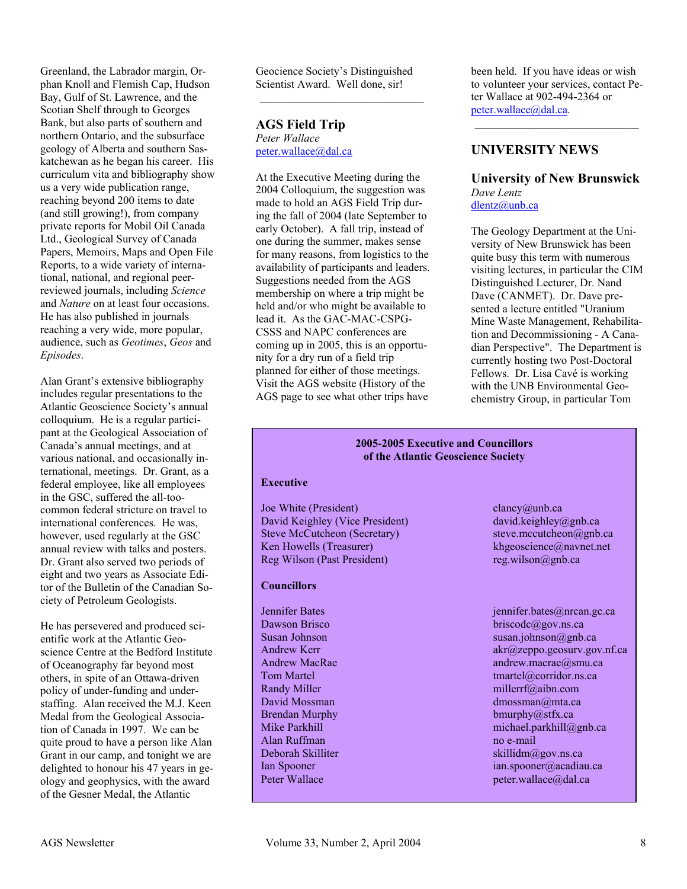Greenland, the Labrador margin, Orphan Knoll and Flemish Cap, Hudson Bay, Gulf of St. Lawrence, and the Scotian Shelf through to Georges Bank, but also parts of southern and northern Ontario, and the subsurface geology of Alberta and southern Saskatchewan as he began his career. His curriculum vita and bibliography show us a very wide publication range, reaching beyond 200 items to date (and still growing!), from company private reports for Mobil Oil Canada Ltd., Geological Survey of Canada Papers, Memoirs, Maps and Open File Reports, to a wide variety of international, national, and regional peer-reviewed journals, including *Science* and *Nature* on at least four occasions. He has also published in journals reaching a very wide, more popular, audience, such as *Geotimes*, *Geos* and *Episodes*.

Alan Grant's extensive bibliography includes regular presentations to the Atlantic Geoscience Society's annual colloquium. He is a regular participant at the Geological Association of Canada's annual meetings, and at various national, and occasionally international, meetings. Dr. Grant, as a federal employee, like all employees in the GSC, suffered the all-too-common federal stricture on travel to international conferences. He was, however, used regularly at the GSC annual review with talks and posters. Dr. Grant also served two periods of eight and two years as Associate Editor of the Bulletin of the Canadian Society of Petroleum Geologists.

He has persevered and produced scientific work at the Atlantic Geoscience Centre at the Bedford Institute of Oceanography far beyond most others, in spite of an Ottawa-driven policy of under-funding and under-staffing. Alan received the M.J. Keen Medal from the Geological Association of Canada in 1997. We can be quite proud to have a person like Alan Grant in our camp, and tonight we are delighted to honour his 47 years in geology and geophysics, with the award of the Gesner Medal, the Atlantic Geocience Society's Distinguished Scientist Award. Well done, sir!

---

## AGS Field Trip

*Peter Wallace*
peter.wallace@dal.ca

At the Executive Meeting during the 2004 Colloquium, the suggestion was made to hold an AGS Field Trip during the fall of 2004 (late September to early October). A fall trip, instead of one during the summer, makes sense for many reasons, from logistics to the availability of participants and leaders. Suggestions needed from the AGS membership on where a trip might be held and/or who might be available to lead it. As the GAC-MAC-CSPG-CSSS and NAPC conferences are coming up in 2005, this is an opportunity for a dry run of a field trip planned for either of those meetings. Visit the AGS website (History of the AGS page to see what other trips have been held. If you have ideas or wish to volunteer your services, contact Peter Wallace at 902-494-2364 or peter.wallace@dal.ca.

---

# UNIVERSITY NEWS

## University of New Brunswick

*Dave Lentz*
dlentz@unb.ca

The Geology Department at the University of New Brunswick has been quite busy this term with numerous visiting lectures, in particular the CIM Distinguished Lecturer, Dr. Nand Dave (CANMET). Dr. Dave presented a lecture entitled "Uranium Mine Waste Management, Rehabilitation and Decommissioning - A Canadian Perspective". The Department is currently hosting two Post-Doctoral Fellows. Dr. Lisa Cavé is working with the UNB Environmental Geochemistry Group, in particular Tom

**2005-2005 Executive and Councillors of the Atlantic Geoscience Society**

**Executive**

| Name | E-mail |
|---|---|
| Joe White (President) | clancy@unb.ca |
| David Keighley (Vice President) | david.keighley@gnb.ca |
| Steve McCutcheon (Secretary) | steve.mccutcheon@gnb.ca |
| Ken Howells (Treasurer) | khgeoscience@navnet.net |
| Reg Wilson (Past President) | reg.wilson@gnb.ca |

**Councillors**

| Name | E-mail |
|---|---|
| Jennifer Bates | jennifer.bates@nrcan.gc.ca |
| Dawson Brisco | briscodc@gov.ns.ca |
| Susan Johnson | susan.johnson@gnb.ca |
| Andrew Kerr | akr@zeppo.geosurv.gov.nf.ca |
| Andrew MacRae | andrew.macrae@smu.ca |
| Tom Martel | tmartel@corridor.ns.ca |
| Randy Miller | millerrf@aibn.com |
| David Mossman | dmossman@mta.ca |
| Brendan Murphy | bmurphy@stfx.ca |
| Mike Parkhill | michael.parkhill@gnb.ca |
| Alan Ruffman | no e-mail |
| Deborah Skilliter | skillidm@gov.ns.ca |
| Ian Spooner | ian.spooner@acadiau.ca |
| Peter Wallace | peter.wallace@dal.ca |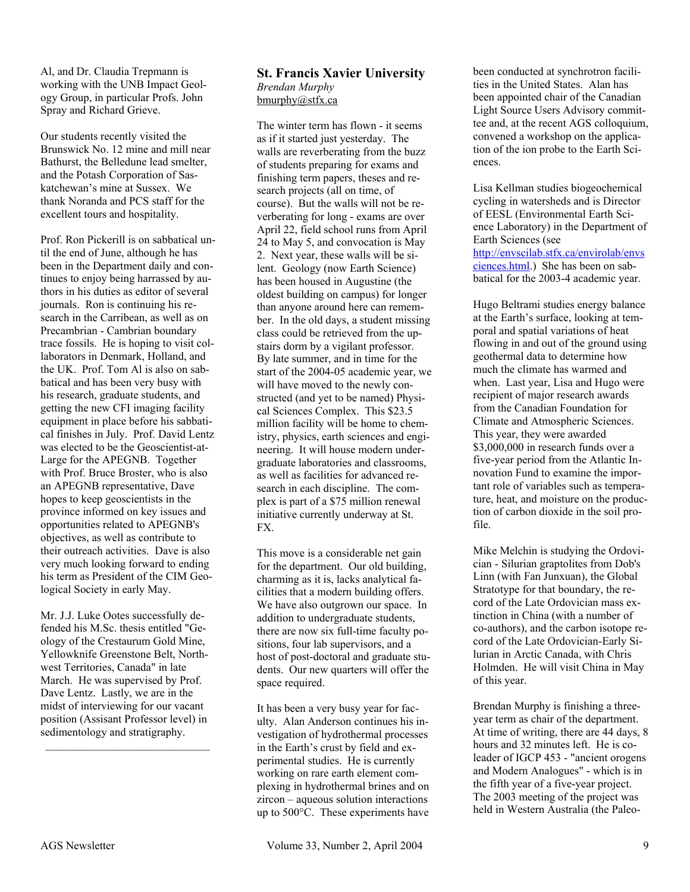Al, and Dr. Claudia Trepmann is working with the UNB Impact Geology Group, in particular Profs. John Spray and Richard Grieve.

Our students recently visited the Brunswick No. 12 mine and mill near Bathurst, the Belledune lead smelter, and the Potash Corporation of Saskatchewan's mine at Sussex. We thank Noranda and PCS staff for the excellent tours and hospitality.

Prof. Ron Pickerill is on sabbatical until the end of June, although he has been in the Department daily and continues to enjoy being harrassed by authors in his duties as editor of several journals. Ron is continuing his research in the Carribean, as well as on Precambrian - Cambrian boundary trace fossils. He is hoping to visit collaborators in Denmark, Holland, and the UK. Prof. Tom Al is also on sabbatical and has been very busy with his research, graduate students, and getting the new CFI imaging facility equipment in place before his sabbatical finishes in July. Prof. David Lentz was elected to be the Geoscientist-at-Large for the APEGNB. Together with Prof. Bruce Broster, who is also an APEGNB representative, Dave hopes to keep geoscientists in the province informed on key issues and opportunities related to APEGNB's objectives, as well as contribute to their outreach activities. Dave is also very much looking forward to ending his term as President of the CIM Geological Society in early May.

Mr. J.J. Luke Ootes successfully defended his M.Sc. thesis entitled "Geology of the Crestaurum Gold Mine, Yellowknife Greenstone Belt, Northwest Territories, Canada" in late March. He was supervised by Prof. Dave Lentz. Lastly, we are in the midst of interviewing for our vacant position (Assisant Professor level) in sedimentology and stratigraphy.

---

## St. Francis Xavier University

*Brendan Murphy*
bmurphy@stfx.ca

The winter term has flown - it seems as if it started just yesterday. The walls are reverberating from the buzz of students preparing for exams and finishing term papers, theses and research projects (all on time, of course). But the walls will not be reverberating for long - exams are over April 22, field school runs from April 24 to May 5, and convocation is May 2. Next year, these walls will be silent. Geology (now Earth Science) has been housed in Augustine (the oldest building on campus) for longer than anyone around here can remember. In the old days, a student missing class could be retrieved from the upstairs dorm by a vigilant professor. By late summer, and in time for the start of the 2004-05 academic year, we will have moved to the newly constructed (and yet to be named) Physical Sciences Complex. This $23.5 million facility will be home to chemistry, physics, earth sciences and engineering. It will house modern undergraduate laboratories and classrooms, as well as facilities for advanced research in each discipline. The complex is part of a $75 million renewal initiative currently underway at St. FX.

This move is a considerable net gain for the department. Our old building, charming as it is, lacks analytical facilities that a modern building offers. We have also outgrown our space. In addition to undergraduate students, there are now six full-time faculty positions, four lab supervisors, and a host of post-doctoral and graduate students. Our new quarters will offer the space required.

It has been a very busy year for faculty. Alan Anderson continues his investigation of hydrothermal processes in the Earth's crust by field and experimental studies. He is currently working on rare earth element complexing in hydrothermal brines and on zircon – aqueous solution interactions up to 500°C. These experiments have been conducted at synchrotron facilities in the United States. Alan has been appointed chair of the Canadian Light Source Users Advisory committee and, at the recent AGS colloquium, convened a workshop on the application of the ion probe to the Earth Sciences.

Lisa Kellman studies biogeochemical cycling in watersheds and is Director of EESL (Environmental Earth Science Laboratory) in the Department of Earth Sciences (see http://envscilab.stfx.ca/envirolab/envsciences.html.) She has been on sabbatical for the 2003-4 academic year.

Hugo Beltrami studies energy balance at the Earth's surface, looking at temporal and spatial variations of heat flowing in and out of the ground using geothermal data to determine how much the climate has warmed and when. Last year, Lisa and Hugo were recipient of major research awards from the Canadian Foundation for Climate and Atmospheric Sciences. This year, they were awarded $3,000,000 in research funds over a five-year period from the Atlantic Innovation Fund to examine the important role of variables such as temperature, heat, and moisture on the production of carbon dioxide in the soil profile.

Mike Melchin is studying the Ordovician - Silurian graptolites from Dob's Linn (with Fan Junxuan), the Global Stratotype for that boundary, the record of the Late Ordovician mass extinction in China (with a number of co-authors), and the carbon isotope record of the Late Ordovician-Early Silurian in Arctic Canada, with Chris Holmden. He will visit China in May of this year.

Brendan Murphy is finishing a three-year term as chair of the department. At time of writing, there are 44 days, 8 hours and 32 minutes left. He is co-leader of IGCP 453 - "ancient orogens and Modern Analogues" - which is in the fifth year of a five-year project. The 2003 meeting of the project was held in Western Australia (the Paleo-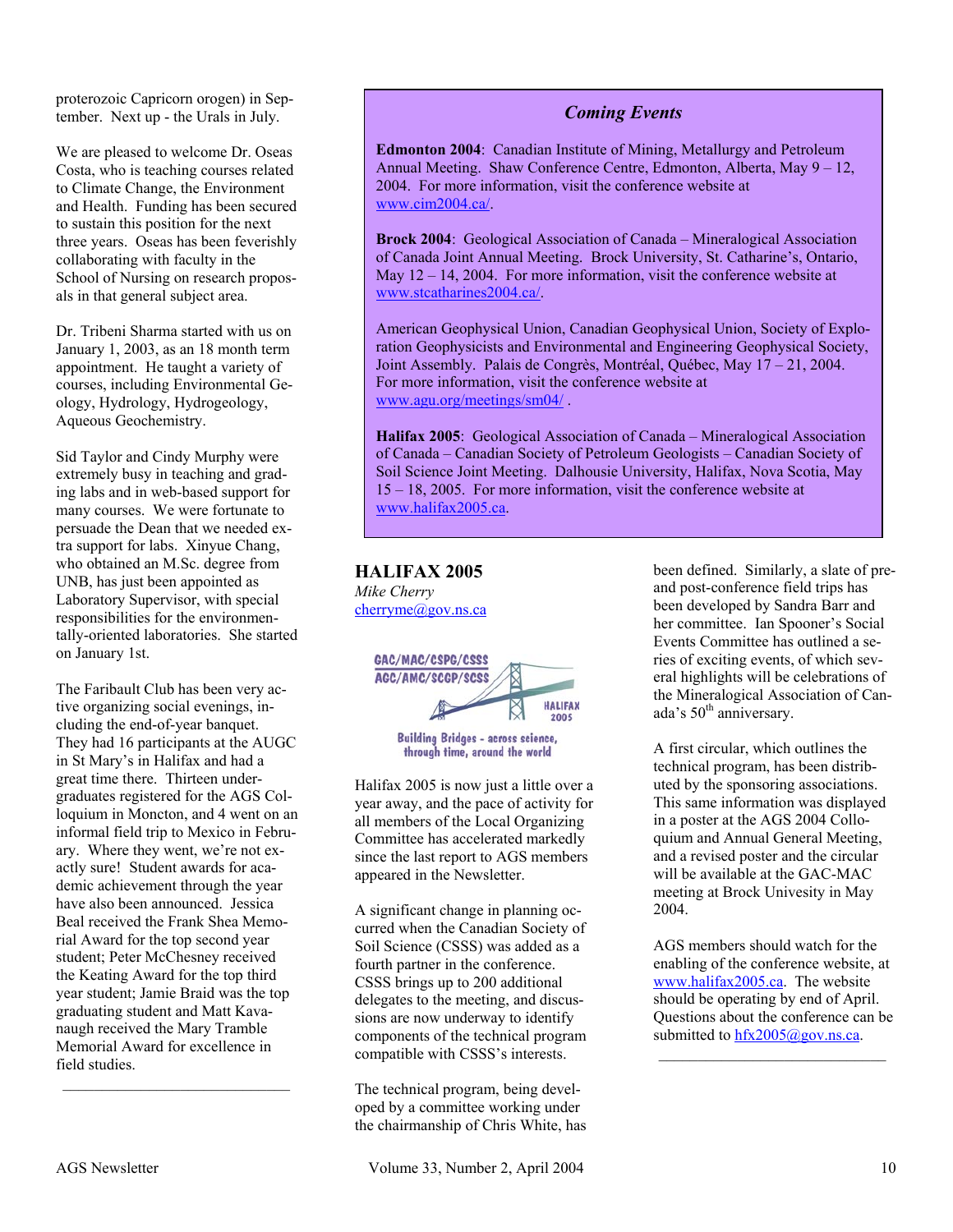proterozoic Capricorn orogen) in September. Next up - the Urals in July.

We are pleased to welcome Dr. Oseas Costa, who is teaching courses related to Climate Change, the Environment and Health. Funding has been secured to sustain this position for the next three years. Oseas has been feverishly collaborating with faculty in the School of Nursing on research proposals in that general subject area.

Dr. Tribeni Sharma started with us on January 1, 2003, as an 18 month term appointment. He taught a variety of courses, including Environmental Geology, Hydrology, Hydrogeology, Aqueous Geochemistry.

Sid Taylor and Cindy Murphy were extremely busy in teaching and grading labs and in web-based support for many courses. We were fortunate to persuade the Dean that we needed extra support for labs. Xinyue Chang, who obtained an M.Sc. degree from UNB, has just been appointed as Laboratory Supervisor, with special responsibilities for the environmentally-oriented laboratories. She started on January 1st.

The Faribault Club has been very active organizing social evenings, including the end-of-year banquet. They had 16 participants at the AUGC in St Mary's in Halifax and had a great time there. Thirteen undergraduates registered for the AGS Colloquium in Moncton, and 4 went on an informal field trip to Mexico in February. Where they went, we're not exactly sure! Student awards for academic achievement through the year have also been announced. Jessica Beal received the Frank Shea Memorial Award for the top second year student; Peter McChesney received the Keating Award for the top third year student; Jamie Braid was the top graduating student and Matt Kavanaugh received the Mary Tramble Memorial Award for excellence in field studies.

---

## *Coming Events*

**Edmonton 2004**: Canadian Institute of Mining, Metallurgy and Petroleum Annual Meeting. Shaw Conference Centre, Edmonton, Alberta, May 9 – 12, 2004. For more information, visit the conference website at www.cim2004.ca/.

**Brock 2004**: Geological Association of Canada – Mineralogical Association of Canada Joint Annual Meeting. Brock University, St. Catharine's, Ontario, May 12 – 14, 2004. For more information, visit the conference website at www.stcatharines2004.ca/.

American Geophysical Union, Canadian Geophysical Union, Society of Exploration Geophysicists and Environmental and Engineering Geophysical Society, Joint Assembly. Palais de Congrès, Montréal, Québec, May 17 – 21, 2004. For more information, visit the conference website at www.agu.org/meetings/sm04/ .

**Halifax 2005**: Geological Association of Canada – Mineralogical Association of Canada – Canadian Society of Petroleum Geologists – Canadian Society of Soil Science Joint Meeting. Dalhousie University, Halifax, Nova Scotia, May 15 – 18, 2005. For more information, visit the conference website at www.halifax2005.ca.

## HALIFAX 2005

*Mike Cherry*
cherryme@gov.ns.ca

GAC/MAC/CSPG/CSSS
AGC/AMC/SCGP/SCSS
HALIFAX 2005
Building Bridges - across science, through time, around the world

Halifax 2005 is now just a little over a year away, and the pace of activity for all members of the Local Organizing Committee has accelerated markedly since the last report to AGS members appeared in the Newsletter.

A significant change in planning occurred when the Canadian Society of Soil Science (CSSS) was added as a fourth partner in the conference. CSSS brings up to 200 additional delegates to the meeting, and discussions are now underway to identify components of the technical program compatible with CSSS's interests.

The technical program, being developed by a committee working under the chairmanship of Chris White, has been defined. Similarly, a slate of pre- and post-conference field trips has been developed by Sandra Barr and her committee. Ian Spooner's Social Events Committee has outlined a series of exciting events, of which several highlights will be celebrations of the Mineralogical Association of Canada's 50th anniversary.

A first circular, which outlines the technical program, has been distributed by the sponsoring associations. This same information was displayed in a poster at the AGS 2004 Colloquium and Annual General Meeting, and a revised poster and the circular will be available at the GAC-MAC meeting at Brock Univesity in May 2004.

AGS members should watch for the enabling of the conference website, at www.halifax2005.ca. The website should be operating by end of April. Questions about the conference can be submitted to hfx2005@gov.ns.ca.